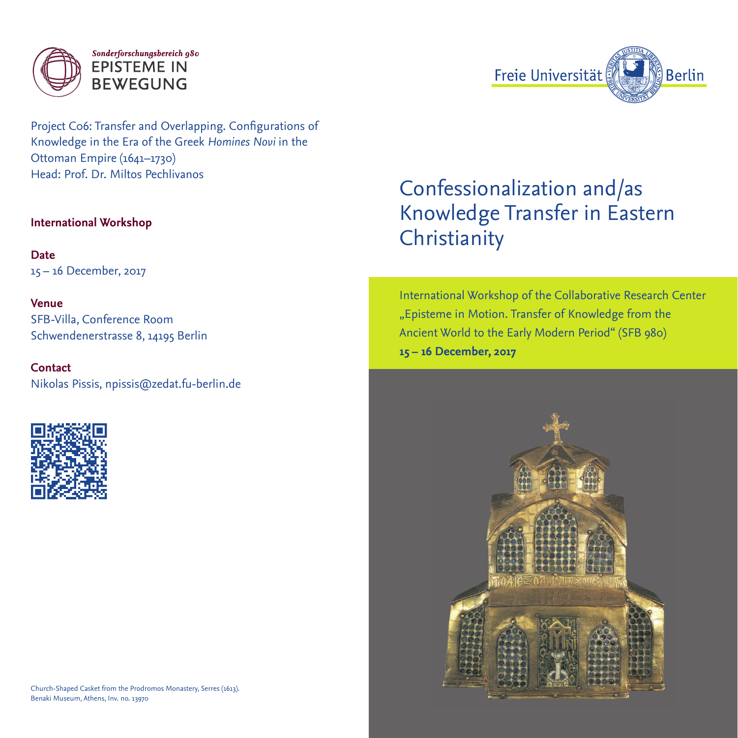Sonderforschungsbereich 980
EPISTEME IN BEWEGUNG

Freie Universität Berlin

Project C06: Transfer and Overlapping. Configurations of Knowledge in the Era of the Greek *Homines Novi* in the Ottoman Empire (1641–1730)
Head: Prof. Dr. Miltos Pechlivanos

**International Workshop**

**Date**
15 – 16 December, 2017

**Venue**
SFB-Villa, Conference Room
Schwendenerstrasse 8, 14195 Berlin

**Contact**
Nikolas Pissis, npissis@zedat.fu-berlin.de

Church-Shaped Casket from the Prodromos Monastery, Serres (1613).
Benaki Museum, Athens, Inv. no. 13970

# Confessionalization and/as Knowledge Transfer in Eastern Christianity

International Workshop of the Collaborative Research Center „Episteme in Motion. Transfer of Knowledge from the Ancient World to the Early Modern Period" (SFB 980)
**15 – 16 December, 2017**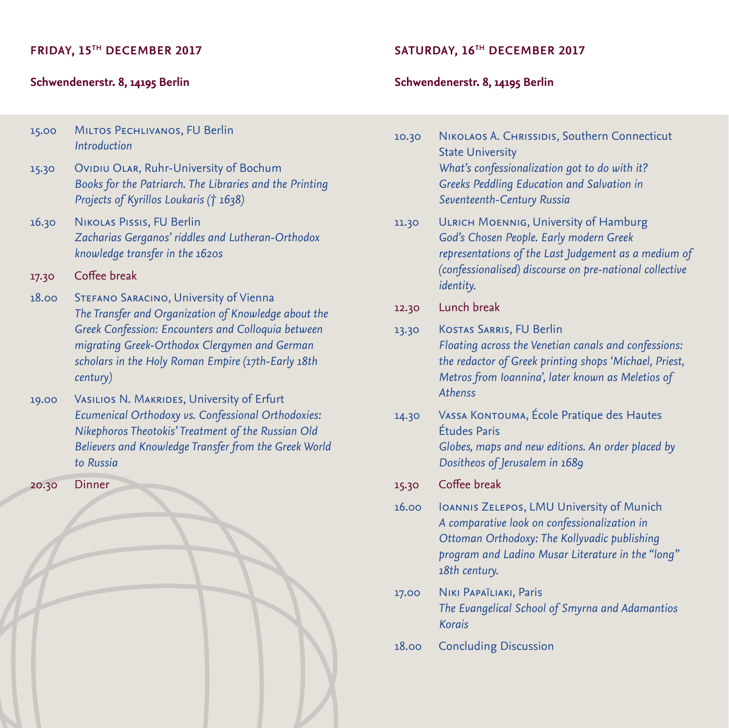## FRIDAY, 15TH DECEMBER 2017

**Schwendenerstr. 8, 14195 Berlin**

15.00 Miltos Pechlivanos, FU Berlin
*Introduction*

15.30 Ovidiu Olar, Ruhr-University of Bochum
*Books for the Patriarch. The Libraries and the Printing Projects of Kyrillos Loukaris († 1638)*

16.30 Nikolas Pissis, FU Berlin
*Zacharias Gerganos' riddles and Lutheran-Orthodox knowledge transfer in the 1620s*

17.30 Coffee break

18.00 Stefano Saracino, University of Vienna
*The Transfer and Organization of Knowledge about the Greek Confession: Encounters and Colloquia between migrating Greek-Orthodox Clergymen and German scholars in the Holy Roman Empire (17th-Early 18th century)*

19.00 Vasilios N. Makrides, University of Erfurt
*Ecumenical Orthodoxy vs. Confessional Orthodoxies: Nikephoros Theotokis' Treatment of the Russian Old Believers and Knowledge Transfer from the Greek World to Russia*

20.30 Dinner

## SATURDAY, 16TH DECEMBER 2017

**Schwendenerstr. 8, 14195 Berlin**

10.30 Nikolaos A. Chrissidis, Southern Connecticut State University
*What's confessionalization got to do with it? Greeks Peddling Education and Salvation in Seventeenth-Century Russia*

11.30 Ulrich Moennig, University of Hamburg
*God's Chosen People. Early modern Greek representations of the Last Judgement as a medium of (confessionalised) discourse on pre-national collective identity.*

12.30 Lunch break

13.30 Kostas Sarris, FU Berlin
*Floating across the Venetian canals and confessions: the redactor of Greek printing shops 'Michael, Priest, Metros from Ioannina', later known as Meletios of Athenss*

14.30 Vassa Kontouma, École Pratique des Hautes Études Paris
*Globes, maps and new editions. An order placed by Dositheos of Jerusalem in 1689*

15.30 Coffee break

16.00 Ioannis Zelepos, LMU University of Munich
*A comparative look on confessionalization in Ottoman Orthodoxy: The Kollyvadic publishing program and Ladino Musar Literature in the "long" 18th century.*

17.00 Niki Papaïliaki, Paris
*The Evangelical School of Smyrna and Adamantios Korais*

18.00 Concluding Discussion